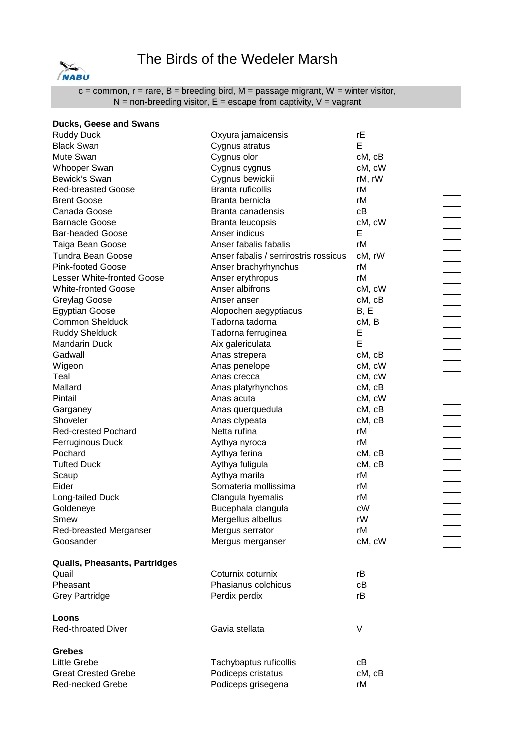# The Birds of the Wedeler Marsh

NABU

c = common, r = rare, B = breeding bird, M = passage migrant, W = winter visitor, N = non-breeding visitor, E = escape from captivity, V = vagrant

**Ducks, Geese and Swans**

| | | | |
|---|---|---|---|
| Ruddy Duck | Oxyura jamaicensis | rE | |
| Black Swan | Cygnus atratus | E | |
| Mute Swan | Cygnus olor | cM, cB | |
| Whooper Swan | Cygnus cygnus | cM, cW | |
| Bewick's Swan | Cygnus bewickii | rM, rW | |
| Red-breasted Goose | Branta ruficollis | rM | |
| Brent Goose | Branta bernicla | rM | |
| Canada Goose | Branta canadensis | cB | |
| Barnacle Goose | Branta leucopsis | cM, cW | |
| Bar-headed Goose | Anser indicus | E | |
| Taiga Bean Goose | Anser fabalis fabalis | rM | |
| Tundra Bean Goose | Anser fabalis / serrirostris rossicus | cM, rW | |
| Pink-footed Goose | Anser brachyrhynchus | rM | |
| Lesser White-fronted Goose | Anser erythropus | rM | |
| White-fronted Goose | Anser albifrons | cM, cW | |
| Greylag Goose | Anser anser | cM, cB | |
| Egyptian Goose | Alopochen aegyptiacus | B, E | |
| Common Shelduck | Tadorna tadorna | cM, B | |
| Ruddy Shelduck | Tadorna ferruginea | E | |
| Mandarin Duck | Aix galericulata | E | |
| Gadwall | Anas strepera | cM, cB | |
| Wigeon | Anas penelope | cM, cW | |
| Teal | Anas crecca | cM, cW | |
| Mallard | Anas platyrhynchos | cM, cB | |
| Pintail | Anas acuta | cM, cW | |
| Garganey | Anas querquedula | cM, cB | |
| Shoveler | Anas clypeata | cM, cB | |
| Red-crested Pochard | Netta rufina | rM | |
| Ferruginous Duck | Aythya nyroca | rM | |
| Pochard | Aythya ferina | cM, cB | |
| Tufted Duck | Aythya fuligula | cM, cB | |
| Scaup | Aythya marila | rM | |
| Eider | Somateria mollissima | rM | |
| Long-tailed Duck | Clangula hyemalis | rM | |
| Goldeneye | Bucephala clangula | cW | |
| Smew | Mergellus albellus | rW | |
| Red-breasted Merganser | Mergus serrator | rM | |
| Goosander | Mergus merganser | cM, cW | |

**Quails, Pheasants, Partridges**

| | | | |
|---|---|---|---|
| Quail | Coturnix coturnix | rB | |
| Pheasant | Phasianus colchicus | cB | |
| Grey Partridge | Perdix perdix | rB | |

**Loons**

| | | |
|---|---|---|
| Red-throated Diver | Gavia stellata | V |

**Grebes**

| | | | |
|---|---|---|---|
| Little Grebe | Tachybaptus ruficollis | cB | |
| Great Crested Grebe | Podiceps cristatus | cM, cB | |
| Red-necked Grebe | Podiceps grisegena | rM | |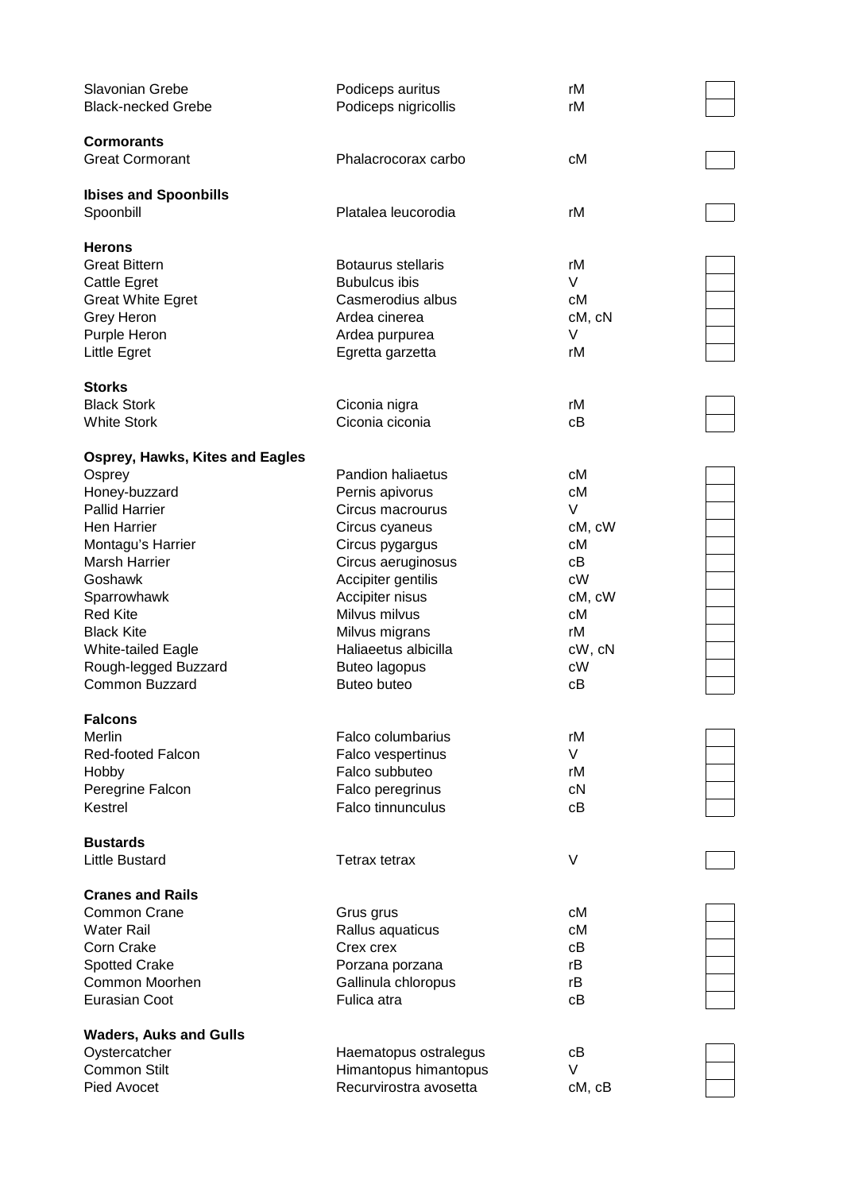| | | | |
|---|---|---|---|
| Slavonian Grebe | Podiceps auritus | rM | ☐ |
| Black-necked Grebe | Podiceps nigricollis | rM | ☐ |
| **Cormorants** | | | |
| Great Cormorant | Phalacrocorax carbo | cM | ☐ |
| **Ibises and Spoonbills** | | | |
| Spoonbill | Platalea leucorodia | rM | ☐ |
| **Herons** | | | |
| Great Bittern | Botaurus stellaris | rM | ☐ |
| Cattle Egret | Bubulcus ibis | V | ☐ |
| Great White Egret | Casmerodius albus | cM | ☐ |
| Grey Heron | Ardea cinerea | cM, cN | ☐ |
| Purple Heron | Ardea purpurea | V | ☐ |
| Little Egret | Egretta garzetta | rM | ☐ |
| **Storks** | | | |
| Black Stork | Ciconia nigra | rM | ☐ |
| White Stork | Ciconia ciconia | cB | ☐ |
| **Osprey, Hawks, Kites and Eagles** | | | |
| Osprey | Pandion haliaetus | cM | ☐ |
| Honey-buzzard | Pernis apivorus | cM | ☐ |
| Pallid Harrier | Circus macrourus | V | ☐ |
| Hen Harrier | Circus cyaneus | cM, cW | ☐ |
| Montagu's Harrier | Circus pygargus | cM | ☐ |
| Marsh Harrier | Circus aeruginosus | cB | ☐ |
| Goshawk | Accipiter gentilis | cW | ☐ |
| Sparrowhawk | Accipiter nisus | cM, cW | ☐ |
| Red Kite | Milvus milvus | cM | ☐ |
| Black Kite | Milvus migrans | rM | ☐ |
| White-tailed Eagle | Haliaeetus albicilla | cW, cN | ☐ |
| Rough-legged Buzzard | Buteo lagopus | cW | ☐ |
| Common Buzzard | Buteo buteo | cB | ☐ |
| **Falcons** | | | |
| Merlin | Falco columbarius | rM | ☐ |
| Red-footed Falcon | Falco vespertinus | V | ☐ |
| Hobby | Falco subbuteo | rM | ☐ |
| Peregrine Falcon | Falco peregrinus | cN | ☐ |
| Kestrel | Falco tinnunculus | cB | ☐ |
| **Bustards** | | | |
| Little Bustard | Tetrax tetrax | V | ☐ |
| **Cranes and Rails** | | | |
| Common Crane | Grus grus | cM | ☐ |
| Water Rail | Rallus aquaticus | cM | ☐ |
| Corn Crake | Crex crex | cB | ☐ |
| Spotted Crake | Porzana porzana | rB | ☐ |
| Common Moorhen | Gallinula chloropus | rB | ☐ |
| Eurasian Coot | Fulica atra | cB | ☐ |
| **Waders, Auks and Gulls** | | | |
| Oystercatcher | Haematopus ostralegus | cB | ☐ |
| Common Stilt | Himantopus himantopus | V | ☐ |
| Pied Avocet | Recurvirostra avosetta | cM, cB | ☐ |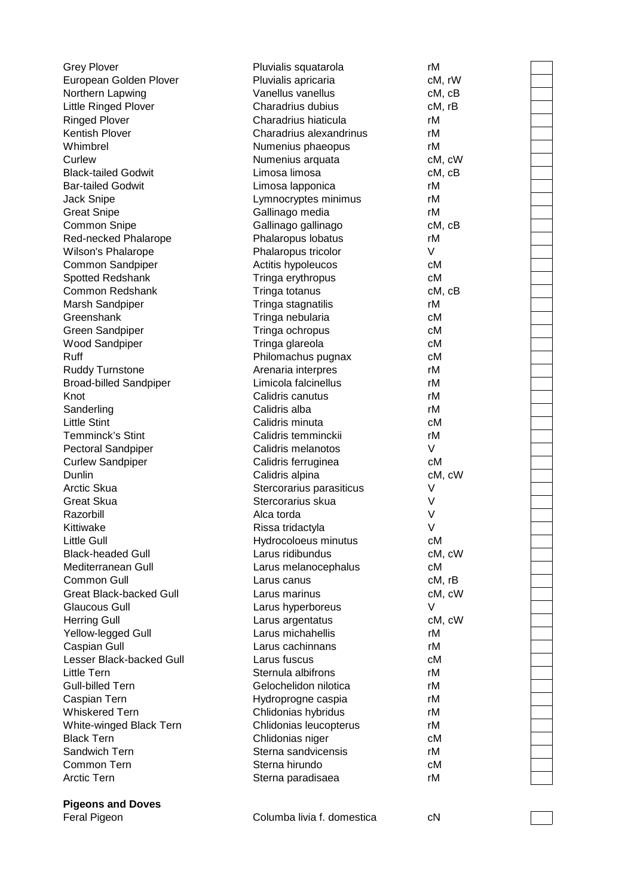| | | | |
|---|---|---|---|
| Grey Plover | Pluvialis squatarola | rM | |
| European Golden Plover | Pluvialis apricaria | cM, rW | |
| Northern Lapwing | Vanellus vanellus | cM, cB | |
| Little Ringed Plover | Charadrius dubius | cM, rB | |
| Ringed Plover | Charadrius hiaticula | rM | |
| Kentish Plover | Charadrius alexandrinus | rM | |
| Whimbrel | Numenius phaeopus | rM | |
| Curlew | Numenius arquata | cM, cW | |
| Black-tailed Godwit | Limosa limosa | cM, cB | |
| Bar-tailed Godwit | Limosa lapponica | rM | |
| Jack Snipe | Lymnocryptes minimus | rM | |
| Great Snipe | Gallinago media | rM | |
| Common Snipe | Gallinago gallinago | cM, cB | |
| Red-necked Phalarope | Phalaropus lobatus | rM | |
| Wilson's Phalarope | Phalaropus tricolor | V | |
| Common Sandpiper | Actitis hypoleucos | cM | |
| Spotted Redshank | Tringa erythropus | cM | |
| Common Redshank | Tringa totanus | cM, cB | |
| Marsh Sandpiper | Tringa stagnatilis | rM | |
| Greenshank | Tringa nebularia | cM | |
| Green Sandpiper | Tringa ochropus | cM | |
| Wood Sandpiper | Tringa glareola | cM | |
| Ruff | Philomachus pugnax | cM | |
| Ruddy Turnstone | Arenaria interpres | rM | |
| Broad-billed Sandpiper | Limicola falcinellus | rM | |
| Knot | Calidris canutus | rM | |
| Sanderling | Calidris alba | rM | |
| Little Stint | Calidris minuta | cM | |
| Temminck's Stint | Calidris temminckii | rM | |
| Pectoral Sandpiper | Calidris melanotos | V | |
| Curlew Sandpiper | Calidris ferruginea | cM | |
| Dunlin | Calidris alpina | cM, cW | |
| Arctic Skua | Stercorarius parasiticus | V | |
| Great Skua | Stercorarius skua | V | |
| Razorbill | Alca torda | V | |
| Kittiwake | Rissa tridactyla | V | |
| Little Gull | Hydrocoloeus minutus | cM | |
| Black-headed Gull | Larus ridibundus | cM, cW | |
| Mediterranean Gull | Larus melanocephalus | cM | |
| Common Gull | Larus canus | cM, rB | |
| Great Black-backed Gull | Larus marinus | cM, cW | |
| Glaucous Gull | Larus hyperboreus | V | |
| Herring Gull | Larus argentatus | cM, cW | |
| Yellow-legged Gull | Larus michahellis | rM | |
| Caspian Gull | Larus cachinnans | rM | |
| Lesser Black-backed Gull | Larus fuscus | cM | |
| Little Tern | Sternula albifrons | rM | |
| Gull-billed Tern | Gelochelidon nilotica | rM | |
| Caspian Tern | Hydroprogne caspia | rM | |
| Whiskered Tern | Chlidonias hybridus | rM | |
| White-winged Black Tern | Chlidonias leucopterus | rM | |
| Black Tern | Chlidonias niger | cM | |
| Sandwich Tern | Sterna sandvicensis | rM | |
| Common Tern | Sterna hirundo | cM | |
| Arctic Tern | Sterna paradisaea | rM | |

**Pigeons and Doves**

| | | | |
|---|---|---|---|
| Feral Pigeon | Columba livia f. domestica | cN | |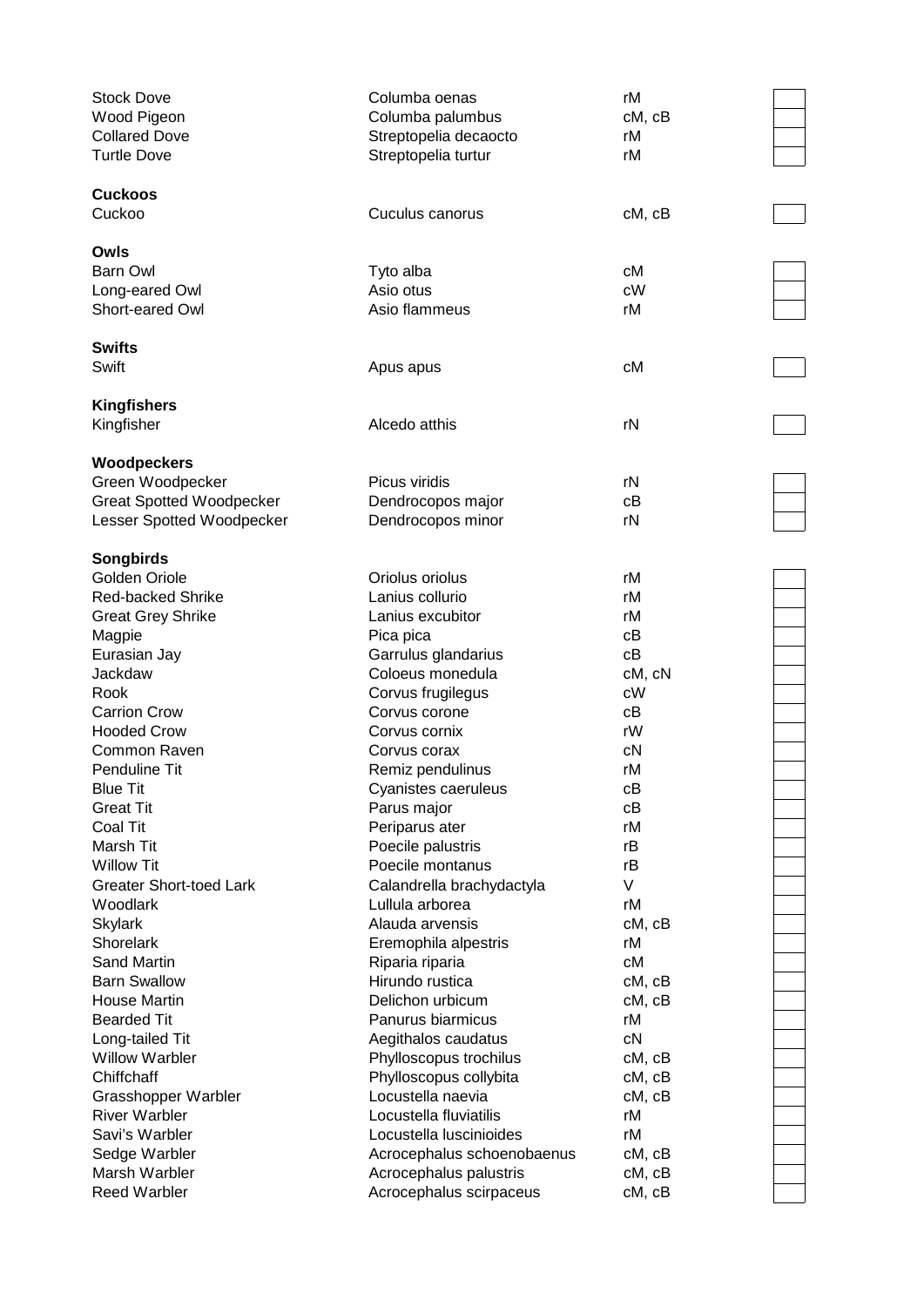| | | | |
|---|---|---|---|
| Stock Dove | Columba oenas | rM | |
| Wood Pigeon | Columba palumbus | cM, cB | |
| Collared Dove | Streptopelia decaocto | rM | |
| Turtle Dove | Streptopelia turtur | rM | |
| **Cuckoos** | | | |
| Cuckoo | Cuculus canorus | cM, cB | |
| **Owls** | | | |
| Barn Owl | Tyto alba | cM | |
| Long-eared Owl | Asio otus | cW | |
| Short-eared Owl | Asio flammeus | rM | |
| **Swifts** | | | |
| Swift | Apus apus | cM | |
| **Kingfishers** | | | |
| Kingfisher | Alcedo atthis | rN | |
| **Woodpeckers** | | | |
| Green Woodpecker | Picus viridis | rN | |
| Great Spotted Woodpecker | Dendrocopos major | cB | |
| Lesser Spotted Woodpecker | Dendrocopos minor | rN | |
| **Songbirds** | | | |
| Golden Oriole | Oriolus oriolus | rM | |
| Red-backed Shrike | Lanius collurio | rM | |
| Great Grey Shrike | Lanius excubitor | rM | |
| Magpie | Pica pica | cB | |
| Eurasian Jay | Garrulus glandarius | cB | |
| Jackdaw | Coloeus monedula | cM, cN | |
| Rook | Corvus frugilegus | cW | |
| Carrion Crow | Corvus corone | cB | |
| Hooded Crow | Corvus cornix | rW | |
| Common Raven | Corvus corax | cN | |
| Penduline Tit | Remiz pendulinus | rM | |
| Blue Tit | Cyanistes caeruleus | cB | |
| Great Tit | Parus major | cB | |
| Coal Tit | Periparus ater | rM | |
| Marsh Tit | Poecile palustris | rB | |
| Willow Tit | Poecile montanus | rB | |
| Greater Short-toed Lark | Calandrella brachydactyla | V | |
| Woodlark | Lullula arborea | rM | |
| Skylark | Alauda arvensis | cM, cB | |
| Shorelark | Eremophila alpestris | rM | |
| Sand Martin | Riparia riparia | cM | |
| Barn Swallow | Hirundo rustica | cM, cB | |
| House Martin | Delichon urbicum | cM, cB | |
| Bearded Tit | Panurus biarmicus | rM | |
| Long-tailed Tit | Aegithalos caudatus | cN | |
| Willow Warbler | Phylloscopus trochilus | cM, cB | |
| Chiffchaff | Phylloscopus collybita | cM, cB | |
| Grasshopper Warbler | Locustella naevia | cM, cB | |
| River Warbler | Locustella fluviatilis | rM | |
| Savi's Warbler | Locustella luscinioides | rM | |
| Sedge Warbler | Acrocephalus schoenobaenus | cM, cB | |
| Marsh Warbler | Acrocephalus palustris | cM, cB | |
| Reed Warbler | Acrocephalus scirpaceus | cM, cB | |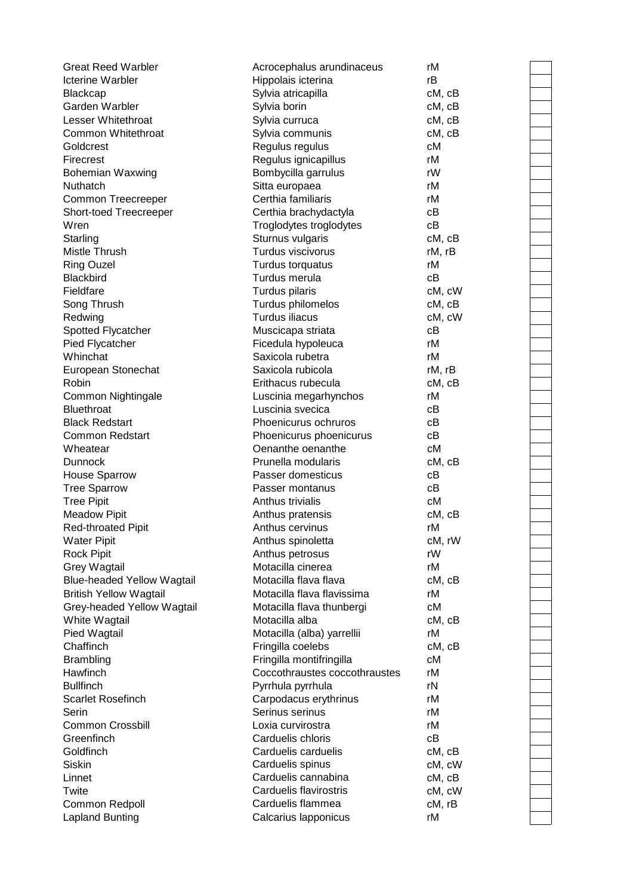| | | | |
|---|---|---|---|
| Great Reed Warbler | Acrocephalus arundinaceus | rM | |
| Icterine Warbler | Hippolais icterina | rB | |
| Blackcap | Sylvia atricapilla | cM, cB | |
| Garden Warbler | Sylvia borin | cM, cB | |
| Lesser Whitethroat | Sylvia curruca | cM, cB | |
| Common Whitethroat | Sylvia communis | cM, cB | |
| Goldcrest | Regulus regulus | cM | |
| Firecrest | Regulus ignicapillus | rM | |
| Bohemian Waxwing | Bombycilla garrulus | rW | |
| Nuthatch | Sitta europaea | rM | |
| Common Treecreeper | Certhia familiaris | rM | |
| Short-toed Treecreeper | Certhia brachydactyla | cB | |
| Wren | Troglodytes troglodytes | cB | |
| Starling | Sturnus vulgaris | cM, cB | |
| Mistle Thrush | Turdus viscivorus | rM, rB | |
| Ring Ouzel | Turdus torquatus | rM | |
| Blackbird | Turdus merula | cB | |
| Fieldfare | Turdus pilaris | cM, cW | |
| Song Thrush | Turdus philomelos | cM, cB | |
| Redwing | Turdus iliacus | cM, cW | |
| Spotted Flycatcher | Muscicapa striata | cB | |
| Pied Flycatcher | Ficedula hypoleuca | rM | |
| Whinchat | Saxicola rubetra | rM | |
| European Stonechat | Saxicola rubicola | rM, rB | |
| Robin | Erithacus rubecula | cM, cB | |
| Common Nightingale | Luscinia megarhynchos | rM | |
| Bluethroat | Luscinia svecica | cB | |
| Black Redstart | Phoenicurus ochruros | cB | |
| Common Redstart | Phoenicurus phoenicurus | cB | |
| Wheatear | Oenanthe oenanthe | cM | |
| Dunnock | Prunella modularis | cM, cB | |
| House Sparrow | Passer domesticus | cB | |
| Tree Sparrow | Passer montanus | cB | |
| Tree Pipit | Anthus trivialis | cM | |
| Meadow Pipit | Anthus pratensis | cM, cB | |
| Red-throated Pipit | Anthus cervinus | rM | |
| Water Pipit | Anthus spinoletta | cM, rW | |
| Rock Pipit | Anthus petrosus | rW | |
| Grey Wagtail | Motacilla cinerea | rM | |
| Blue-headed Yellow Wagtail | Motacilla flava flava | cM, cB | |
| British Yellow Wagtail | Motacilla flava flavissima | rM | |
| Grey-headed Yellow Wagtail | Motacilla flava thunbergi | cM | |
| White Wagtail | Motacilla alba | cM, cB | |
| Pied Wagtail | Motacilla (alba) yarrellii | rM | |
| Chaffinch | Fringilla coelebs | cM, cB | |
| Brambling | Fringilla montifringilla | cM | |
| Hawfinch | Coccothraustes coccothraustes | rM | |
| Bullfinch | Pyrrhula pyrrhula | rN | |
| Scarlet Rosefinch | Carpodacus erythrinus | rM | |
| Serin | Serinus serinus | rM | |
| Common Crossbill | Loxia curvirostra | rM | |
| Greenfinch | Carduelis chloris | cB | |
| Goldfinch | Carduelis carduelis | cM, cB | |
| Siskin | Carduelis spinus | cM, cW | |
| Linnet | Carduelis cannabina | cM, cB | |
| Twite | Carduelis flavirostris | cM, cW | |
| Common Redpoll | Carduelis flammea | cM, rB | |
| Lapland Bunting | Calcarius lapponicus | rM | |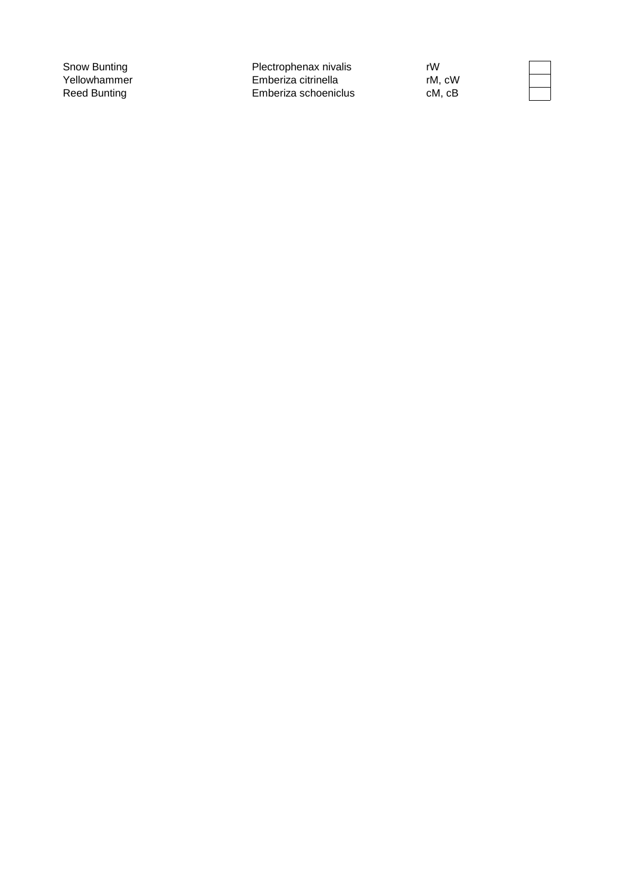| | | | |
|---|---|---|---|
| Snow Bunting | Plectrophenax nivalis | rW | |
| Yellowhammer | Emberiza citrinella | rM, cW | |
| Reed Bunting | Emberiza schoeniclus | cM, cB | |